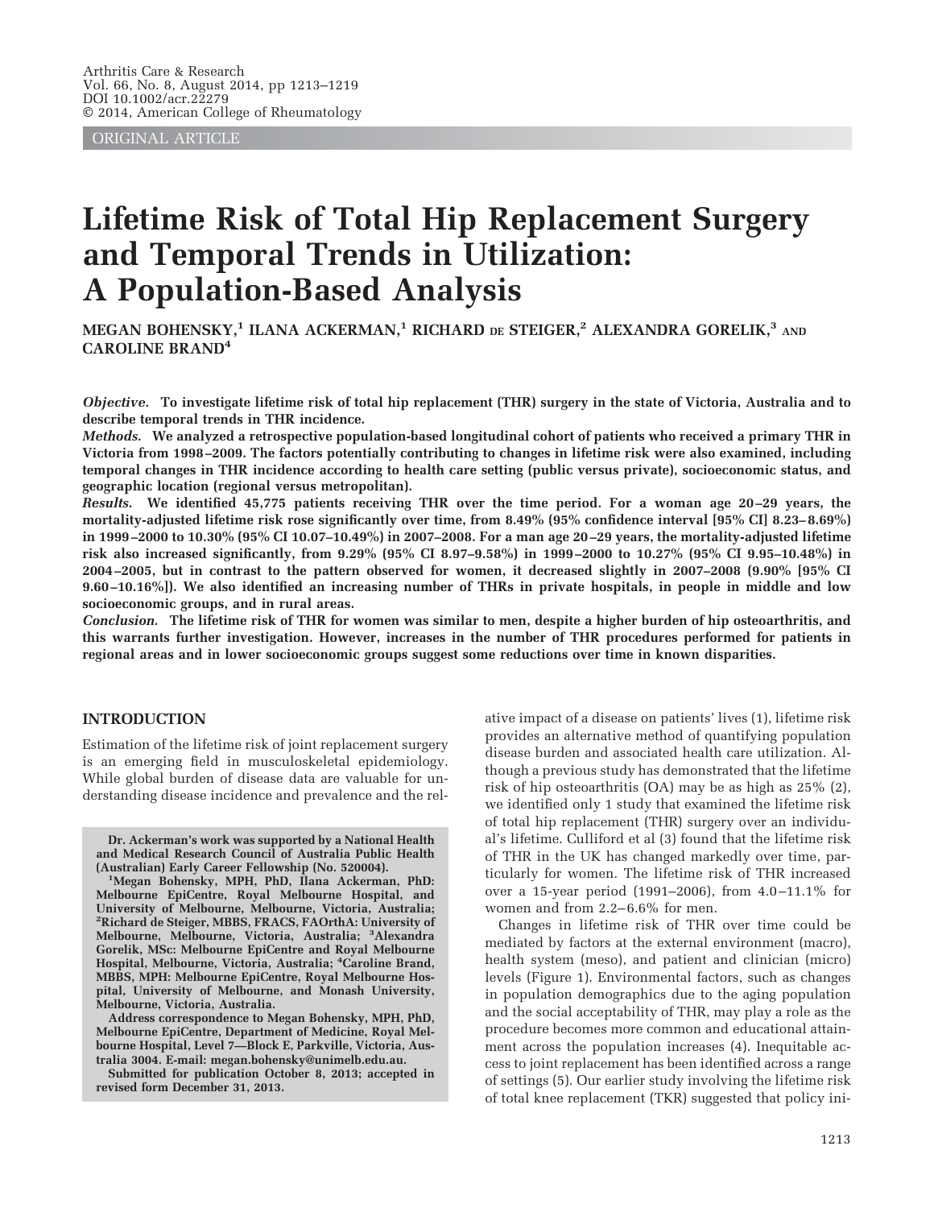ORIGINAL ARTICLE

# Lifetime Risk of Total Hip Replacement Surgery and Temporal Trends in Utilization: A Population-Based Analysis

MEGAN BOHENSKY,[1] ILANA ACKERMAN,[1] RICHARD DE STEIGER,[2] ALEXANDRA GORELIK,[3] AND CAROLINE BRAND[4]

***Objective.*** **To investigate lifetime risk of total hip replacement (THR) surgery in the state of Victoria, Australia and to describe temporal trends in THR incidence.**

***Methods.*** **We analyzed a retrospective population-based longitudinal cohort of patients who received a primary THR in Victoria from 1998–2009. The factors potentially contributing to changes in lifetime risk were also examined, including temporal changes in THR incidence according to health care setting (public versus private), socioeconomic status, and geographic location (regional versus metropolitan).**

***Results.*** **We identified 45,775 patients receiving THR over the time period. For a woman age 20–29 years, the mortality-adjusted lifetime risk rose significantly over time, from 8.49% (95% confidence interval [95% CI] 8.23–8.69%) in 1999–2000 to 10.30% (95% CI 10.07–10.49%) in 2007–2008. For a man age 20–29 years, the mortality-adjusted lifetime risk also increased significantly, from 9.29% (95% CI 8.97–9.58%) in 1999–2000 to 10.27% (95% CI 9.95–10.48%) in 2004–2005, but in contrast to the pattern observed for women, it decreased slightly in 2007–2008 (9.90% [95% CI 9.60–10.16%]). We also identified an increasing number of THRs in private hospitals, in people in middle and low socioeconomic groups, and in rural areas.**

***Conclusion.*** **The lifetime risk of THR for women was similar to men, despite a higher burden of hip osteoarthritis, and this warrants further investigation. However, increases in the number of THR procedures performed for patients in regional areas and in lower socioeconomic groups suggest some reductions over time in known disparities.**

## INTRODUCTION

Estimation of the lifetime risk of joint replacement surgery is an emerging field in musculoskeletal epidemiology. While global burden of disease data are valuable for understanding disease incidence and prevalence and the relative impact of a disease on patients' lives (1), lifetime risk provides an alternative method of quantifying population disease burden and associated health care utilization. Although a previous study has demonstrated that the lifetime risk of hip osteoarthritis (OA) may be as high as 25% (2), we identified only 1 study that examined the lifetime risk of total hip replacement (THR) surgery over an individual's lifetime. Culliford et al (3) found that the lifetime risk of THR in the UK has changed markedly over time, particularly for women. The lifetime risk of THR increased over a 15-year period (1991–2006), from 4.0–11.1% for women and from 2.2–6.6% for men.

Changes in lifetime risk of THR over time could be mediated by factors at the external environment (macro), health system (meso), and patient and clinician (micro) levels (Figure 1). Environmental factors, such as changes in population demographics due to the aging population and the social acceptability of THR, may play a role as the procedure becomes more common and educational attainment across the population increases (4). Inequitable access to joint replacement has been identified across a range of settings (5). Our earlier study involving the lifetime risk of total knee replacement (TKR) suggested that policy ini-

**Dr. Ackerman's work was supported by a National Health and Medical Research Council of Australia Public Health (Australian) Early Career Fellowship (No. 520004).**

[1]**Megan Bohensky, MPH, PhD, Ilana Ackerman, PhD: Melbourne EpiCentre, Royal Melbourne Hospital, and University of Melbourne, Melbourne, Victoria, Australia;** [2]**Richard de Steiger, MBBS, FRACS, FAOrthA: University of Melbourne, Melbourne, Victoria, Australia;** [3]**Alexandra Gorelik, MSc: Melbourne EpiCentre and Royal Melbourne Hospital, Melbourne, Victoria, Australia;** [4]**Caroline Brand, MBBS, MPH: Melbourne EpiCentre, Royal Melbourne Hospital, University of Melbourne, and Monash University, Melbourne, Victoria, Australia.**

**Address correspondence to Megan Bohensky, MPH, PhD, Melbourne EpiCentre, Department of Medicine, Royal Melbourne Hospital, Level 7—Block E, Parkville, Victoria, Australia 3004. E-mail: megan.bohensky@unimelb.edu.au.**

**Submitted for publication October 8, 2013; accepted in revised form December 31, 2013.**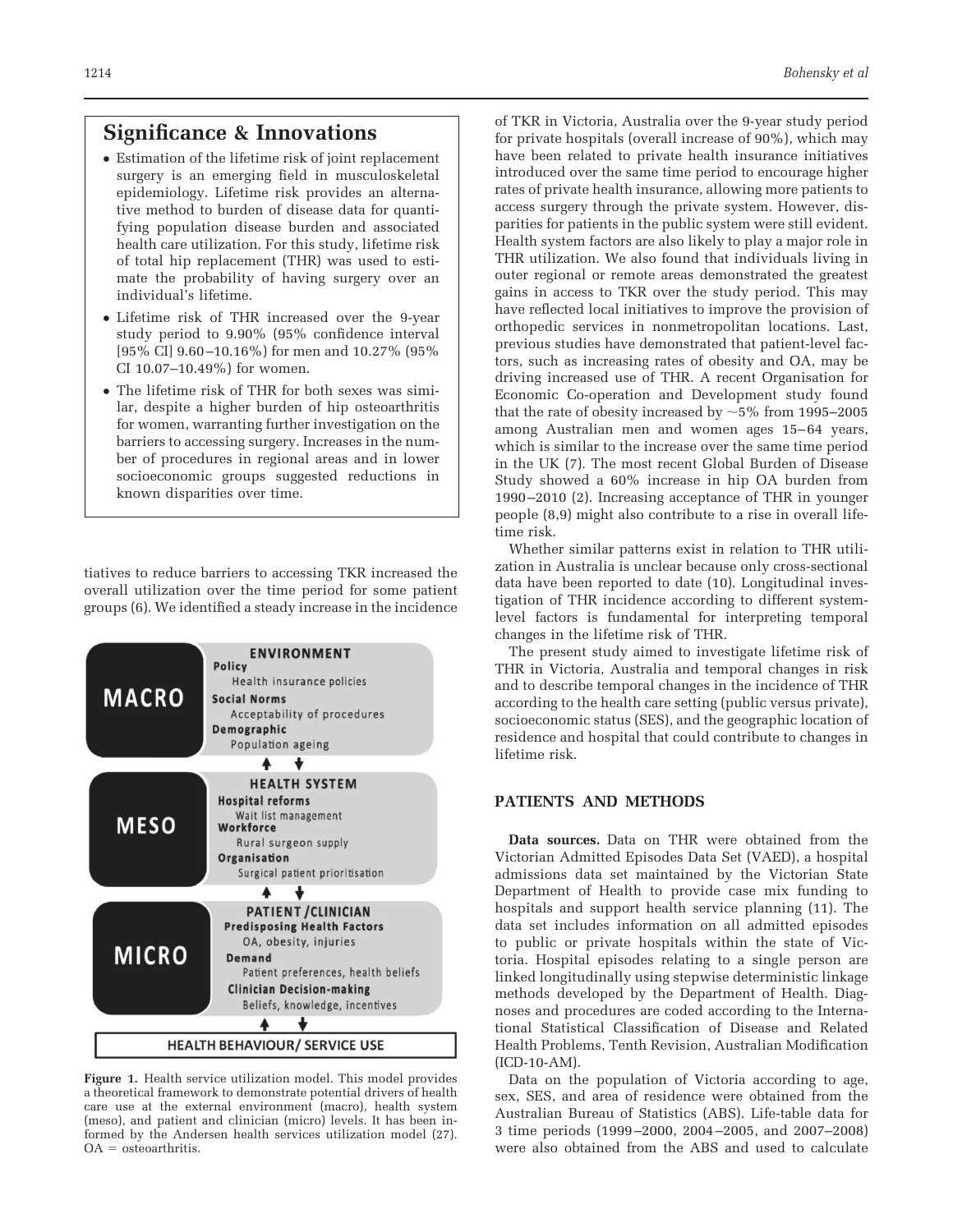## Significance & Innovations

- Estimation of the lifetime risk of joint replacement surgery is an emerging field in musculoskeletal epidemiology. Lifetime risk provides an alternative method to burden of disease data for quantifying population disease burden and associated health care utilization. For this study, lifetime risk of total hip replacement (THR) was used to estimate the probability of having surgery over an individual's lifetime.
- Lifetime risk of THR increased over the 9-year study period to 9.90% (95% confidence interval [95% CI] 9.60–10.16%) for men and 10.27% (95% CI 10.07–10.49%) for women.
- The lifetime risk of THR for both sexes was similar, despite a higher burden of hip osteoarthritis for women, warranting further investigation on the barriers to accessing surgery. Increases in the number of procedures in regional areas and in lower socioeconomic groups suggested reductions in known disparities over time.

tiatives to reduce barriers to accessing TKR increased the overall utilization over the time period for some patient groups (6). We identified a steady increase in the incidence of TKR in Victoria, Australia over the 9-year study period for private hospitals (overall increase of 90%), which may have been related to private health insurance initiatives introduced over the same time period to encourage higher rates of private health insurance, allowing more patients to access surgery through the private system. However, disparities for patients in the public system were still evident. Health system factors are also likely to play a major role in THR utilization. We also found that individuals living in outer regional or remote areas demonstrated the greatest gains in access to TKR over the study period. This may have reflected local initiatives to improve the provision of orthopedic services in nonmetropolitan locations. Last, previous studies have demonstrated that patient-level factors, such as increasing rates of obesity and OA, may be driving increased use of THR. A recent Organisation for Economic Co-operation and Development study found that the rate of obesity increased by ~5% from 1995–2005 among Australian men and women ages 15–64 years, which is similar to the increase over the same time period in the UK (7). The most recent Global Burden of Disease Study showed a 60% increase in hip OA burden from 1990–2010 (2). Increasing acceptance of THR in younger people (8,9) might also contribute to a rise in overall lifetime risk.

MACRO

ENVIRONMENT
Policy
Health insurance policies
Social Norms
Acceptability of procedures
Demographic
Population ageing

MESO

HEALTH SYSTEM
Hospital reforms
Wait list management
Workforce
Rural surgeon supply
Organisation
Surgical patient prioritisation

MICRO

PATIENT /CLINICIAN
Predisposing Health Factors
OA, obesity, injuries
Demand
Patient preferences, health beliefs
Clinician Decision-making
Beliefs, knowledge, incentives

HEALTH BEHAVIOUR/ SERVICE USE

**Figure 1.** Health service utilization model. This model provides a theoretical framework to demonstrate potential drivers of health care use at the external environment (macro), health system (meso), and patient and clinician (micro) levels. It has been informed by the Andersen health services utilization model (27). OA = osteoarthritis.

Whether similar patterns exist in relation to THR utilization in Australia is unclear because only cross-sectional data have been reported to date (10). Longitudinal investigation of THR incidence according to different system-level factors is fundamental for interpreting temporal changes in the lifetime risk of THR.

The present study aimed to investigate lifetime risk of THR in Victoria, Australia and temporal changes in risk and to describe temporal changes in the incidence of THR according to the health care setting (public versus private), socioeconomic status (SES), and the geographic location of residence and hospital that could contribute to changes in lifetime risk.

## PATIENTS AND METHODS

**Data sources.** Data on THR were obtained from the Victorian Admitted Episodes Data Set (VAED), a hospital admissions data set maintained by the Victorian State Department of Health to provide case mix funding to hospitals and support health service planning (11). The data set includes information on all admitted episodes to public or private hospitals within the state of Victoria. Hospital episodes relating to a single person are linked longitudinally using stepwise deterministic linkage methods developed by the Department of Health. Diagnoses and procedures are coded according to the International Statistical Classification of Disease and Related Health Problems, Tenth Revision, Australian Modification (ICD-10-AM).

Data on the population of Victoria according to age, sex, SES, and area of residence were obtained from the Australian Bureau of Statistics (ABS). Life-table data for 3 time periods (1999–2000, 2004–2005, and 2007–2008) were also obtained from the ABS and used to calculate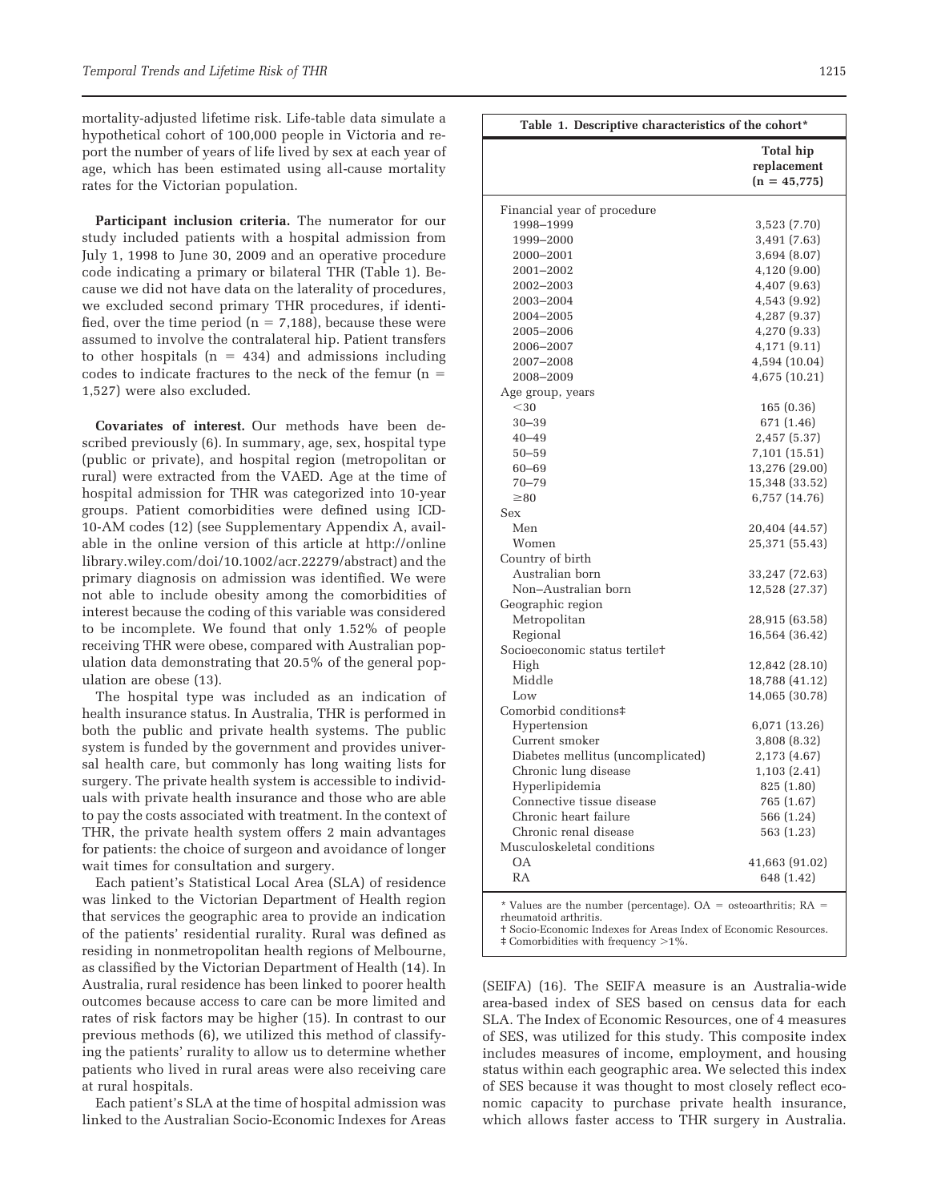mortality-adjusted lifetime risk. Life-table data simulate a hypothetical cohort of 100,000 people in Victoria and report the number of years of life lived by sex at each year of age, which has been estimated using all-cause mortality rates for the Victorian population.

**Participant inclusion criteria.** The numerator for our study included patients with a hospital admission from July 1, 1998 to June 30, 2009 and an operative procedure code indicating a primary or bilateral THR (Table 1). Because we did not have data on the laterality of procedures, we excluded second primary THR procedures, if identified, over the time period (n = 7,188), because these were assumed to involve the contralateral hip. Patient transfers to other hospitals (n = 434) and admissions including codes to indicate fractures to the neck of the femur (n = 1,527) were also excluded.

**Covariates of interest.** Our methods have been described previously (6). In summary, age, sex, hospital type (public or private), and hospital region (metropolitan or rural) were extracted from the VAED. Age at the time of hospital admission for THR was categorized into 10-year groups. Patient comorbidities were defined using ICD-10-AM codes (12) (see Supplementary Appendix A, available in the online version of this article at http://onlinelibrary.wiley.com/doi/10.1002/acr.22279/abstract) and the primary diagnosis on admission was identified. We were not able to include obesity among the comorbidities of interest because the coding of this variable was considered to be incomplete. We found that only 1.52% of people receiving THR were obese, compared with Australian population data demonstrating that 20.5% of the general population are obese (13).

The hospital type was included as an indication of health insurance status. In Australia, THR is performed in both the public and private health systems. The public system is funded by the government and provides universal health care, but commonly has long waiting lists for surgery. The private health system is accessible to individuals with private health insurance and those who are able to pay the costs associated with treatment. In the context of THR, the private health system offers 2 main advantages for patients: the choice of surgeon and avoidance of longer wait times for consultation and surgery.

Each patient's Statistical Local Area (SLA) of residence was linked to the Victorian Department of Health region that services the geographic area to provide an indication of the patients' residential rurality. Rural was defined as residing in nonmetropolitan health regions of Melbourne, as classified by the Victorian Department of Health (14). In Australia, rural residence has been linked to poorer health outcomes because access to care can be more limited and rates of risk factors may be higher (15). In contrast to our previous methods (6), we utilized this method of classifying the patients' rurality to allow us to determine whether patients who lived in rural areas were also receiving care at rural hospitals.

Each patient's SLA at the time of hospital admission was linked to the Australian Socio-Economic Indexes for Areas (SEIFA) (16). The SEIFA measure is an Australia-wide area-based index of SES based on census data for each SLA. The Index of Economic Resources, one of 4 measures of SES, was utilized for this study. This composite index includes measures of income, employment, and housing status within each geographic area. We selected this index of SES because it was thought to most closely reflect economic capacity to purchase private health insurance, which allows faster access to THR surgery in Australia.

**Table 1. Descriptive characteristics of the cohort***

| | Total hip replacement (n = 45,775) |
|---|---|
| Financial year of procedure | |
| 1998–1999 | 3,523 (7.70) |
| 1999–2000 | 3,491 (7.63) |
| 2000–2001 | 3,694 (8.07) |
| 2001–2002 | 4,120 (9.00) |
| 2002–2003 | 4,407 (9.63) |
| 2003–2004 | 4,543 (9.92) |
| 2004–2005 | 4,287 (9.37) |
| 2005–2006 | 4,270 (9.33) |
| 2006–2007 | 4,171 (9.11) |
| 2007–2008 | 4,594 (10.04) |
| 2008–2009 | 4,675 (10.21) |
| Age group, years | |
| <30 | 165 (0.36) |
| 30–39 | 671 (1.46) |
| 40–49 | 2,457 (5.37) |
| 50–59 | 7,101 (15.51) |
| 60–69 | 13,276 (29.00) |
| 70–79 | 15,348 (33.52) |
| ≥80 | 6,757 (14.76) |
| Sex | |
| Men | 20,404 (44.57) |
| Women | 25,371 (55.43) |
| Country of birth | |
| Australian born | 33,247 (72.63) |
| Non–Australian born | 12,528 (27.37) |
| Geographic region | |
| Metropolitan | 28,915 (63.58) |
| Regional | 16,564 (36.42) |
| Socioeconomic status tertile† | |
| High | 12,842 (28.10) |
| Middle | 18,788 (41.12) |
| Low | 14,065 (30.78) |
| Comorbid conditions‡ | |
| Hypertension | 6,071 (13.26) |
| Current smoker | 3,808 (8.32) |
| Diabetes mellitus (uncomplicated) | 2,173 (4.67) |
| Chronic lung disease | 1,103 (2.41) |
| Hyperlipidemia | 825 (1.80) |
| Connective tissue disease | 765 (1.67) |
| Chronic heart failure | 566 (1.24) |
| Chronic renal disease | 563 (1.23) |
| Musculoskeletal conditions | |
| OA | 41,663 (91.02) |
| RA | 648 (1.42) |

* Values are the number (percentage). OA = osteoarthritis; RA = rheumatoid arthritis.
† Socio-Economic Indexes for Areas Index of Economic Resources.
‡ Comorbidities with frequency >1%.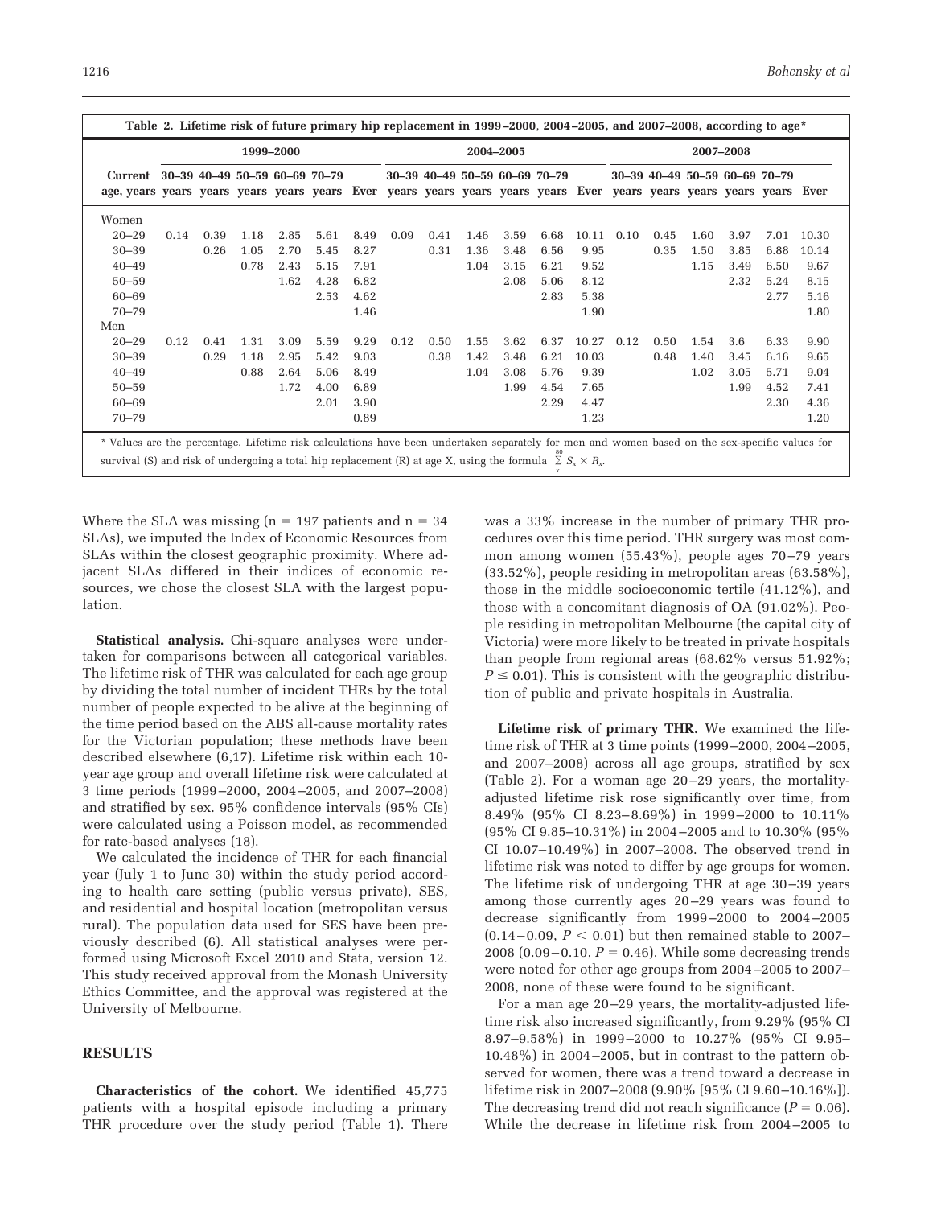**Table 2. Lifetime risk of future primary hip replacement in 1999–2000, 2004–2005, and 2007–2008, according to age***

| | 1999–2000 | | | | | | 2004–2005 | | | | | | 2007–2008 | | | | | |
|---|---|---|---|---|---|---|---|---|---|---|---|---|---|---|---|---|---|---|
| Current age, years | 30–39 years | 40–49 years | 50–59 years | 60–69 years | 70–79 years | Ever | 30–39 years | 40–49 years | 50–59 years | 60–69 years | 70–79 years | Ever | 30–39 years | 40–49 years | 50–59 years | 60–69 years | 70–79 years | Ever |
| Women | | | | | | | | | | | | | | | | | | |
| 20–29 | 0.14 | 0.39 | 1.18 | 2.85 | 5.61 | 8.49 | 0.09 | 0.41 | 1.46 | 3.59 | 6.68 | 10.11 | 0.10 | 0.45 | 1.60 | 3.97 | 7.01 | 10.30 |
| 30–39 | | 0.26 | 1.05 | 2.70 | 5.45 | 8.27 | | 0.31 | 1.36 | 3.48 | 6.56 | 9.95 | | 0.35 | 1.50 | 3.85 | 6.88 | 10.14 |
| 40–49 | | | 0.78 | 2.43 | 5.15 | 7.91 | | | 1.04 | 3.15 | 6.21 | 9.52 | | | 1.15 | 3.49 | 6.50 | 9.67 |
| 50–59 | | | | 1.62 | 4.28 | 6.82 | | | | 2.08 | 5.06 | 8.12 | | | | 2.32 | 5.24 | 8.15 |
| 60–69 | | | | | 2.53 | 4.62 | | | | | 2.83 | 5.38 | | | | | 2.77 | 5.16 |
| 70–79 | | | | | | 1.46 | | | | | | 1.90 | | | | | | 1.80 |
| Men | | | | | | | | | | | | | | | | | | |
| 20–29 | 0.12 | 0.41 | 1.31 | 3.09 | 5.59 | 9.29 | 0.12 | 0.50 | 1.55 | 3.62 | 6.37 | 10.27 | 0.12 | 0.50 | 1.54 | 3.6 | 6.33 | 9.90 |
| 30–39 | | 0.29 | 1.18 | 2.95 | 5.42 | 9.03 | | 0.38 | 1.42 | 3.48 | 6.21 | 10.03 | | 0.48 | 1.40 | 3.45 | 6.16 | 9.65 |
| 40–49 | | | 0.88 | 2.64 | 5.06 | 8.49 | | | 1.04 | 3.08 | 5.76 | 9.39 | | | 1.02 | 3.05 | 5.71 | 9.04 |
| 50–59 | | | | 1.72 | 4.00 | 6.89 | | | | 1.99 | 4.54 | 7.65 | | | | 1.99 | 4.52 | 7.41 |
| 60–69 | | | | | 2.01 | 3.90 | | | | | 2.29 | 4.47 | | | | | 2.30 | 4.36 |
| 70–79 | | | | | | 0.89 | | | | | | 1.23 | | | | | | 1.20 |

* Values are the percentage. Lifetime risk calculations have been undertaken separately for men and women based on the sex-specific values for survival (S) and risk of undergoing a total hip replacement (R) at age X, using the formula $\sum_{x}^{80} S_x \times R_x$.

Where the SLA was missing ($n = 197$ patients and $n = 34$ SLAs), we imputed the Index of Economic Resources from SLAs within the closest geographic proximity. Where adjacent SLAs differed in their indices of economic resources, we chose the closest SLA with the largest population.

**Statistical analysis.** Chi-square analyses were undertaken for comparisons between all categorical variables. The lifetime risk of THR was calculated for each age group by dividing the total number of incident THRs by the total number of people expected to be alive at the beginning of the time period based on the ABS all-cause mortality rates for the Victorian population; these methods have been described elsewhere (6,17). Lifetime risk within each 10-year age group and overall lifetime risk were calculated at 3 time periods (1999–2000, 2004–2005, and 2007–2008) and stratified by sex. 95% confidence intervals (95% CIs) were calculated using a Poisson model, as recommended for rate-based analyses (18).

We calculated the incidence of THR for each financial year (July 1 to June 30) within the study period according to health care setting (public versus private), SES, and residential and hospital location (metropolitan versus rural). The population data used for SES have been previously described (6). All statistical analyses were performed using Microsoft Excel 2010 and Stata, version 12. This study received approval from the Monash University Ethics Committee, and the approval was registered at the University of Melbourne.

## RESULTS

**Characteristics of the cohort.** We identified 45,775 patients with a hospital episode including a primary THR procedure over the study period (Table 1). There was a 33% increase in the number of primary THR procedures over this time period. THR surgery was most common among women (55.43%), people ages 70–79 years (33.52%), people residing in metropolitan areas (63.58%), those in the middle socioeconomic tertile (41.12%), and those with a concomitant diagnosis of OA (91.02%). People residing in metropolitan Melbourne (the capital city of Victoria) were more likely to be treated in private hospitals than people from regional areas (68.62% versus 51.92%; $P \leq 0.01$). This is consistent with the geographic distribution of public and private hospitals in Australia.

**Lifetime risk of primary THR.** We examined the lifetime risk of THR at 3 time points (1999–2000, 2004–2005, and 2007–2008) across all age groups, stratified by sex (Table 2). For a woman age 20–29 years, the mortality-adjusted lifetime risk rose significantly over time, from 8.49% (95% CI 8.23–8.69%) in 1999–2000 to 10.11% (95% CI 9.85–10.31%) in 2004–2005 and to 10.30% (95% CI 10.07–10.49%) in 2007–2008. The observed trend in lifetime risk was noted to differ by age groups for women. The lifetime risk of undergoing THR at age 30–39 years among those currently ages 20–29 years was found to decrease significantly from 1999–2000 to 2004–2005 (0.14–0.09, $P < 0.01$) but then remained stable to 2007–2008 (0.09–0.10, $P = 0.46$). While some decreasing trends were noted for other age groups from 2004–2005 to 2007–2008, none of these were found to be significant.

For a man age 20–29 years, the mortality-adjusted lifetime risk also increased significantly, from 9.29% (95% CI 8.97–9.58%) in 1999–2000 to 10.27% (95% CI 9.95–10.48%) in 2004–2005, but in contrast to the pattern observed for women, there was a trend toward a decrease in lifetime risk in 2007–2008 (9.90% [95% CI 9.60–10.16%]). The decreasing trend did not reach significance ($P = 0.06$). While the decrease in lifetime risk from 2004–2005 to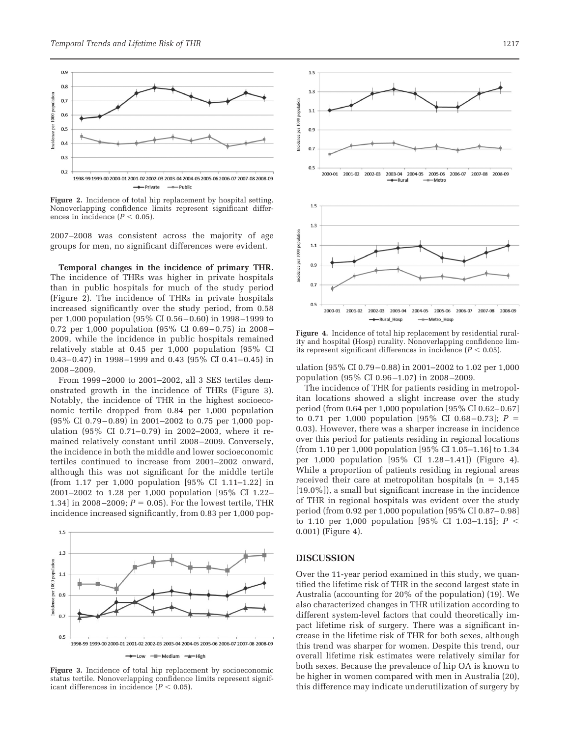0.9
0.8
0.7
0.6
0.5
0.4
0.3
0.2

Incidence per 1000 population

1998-99 1999-00 2000-01 2001-02 2002-03 2003-04 2004-05 2005-06 2006-07 2007-08 2008-09

Private — Public

**Figure 2.** Incidence of total hip replacement by hospital setting. Nonoverlapping confidence limits represent significant differences in incidence ($P < 0.05$).

2007–2008 was consistent across the majority of age groups for men, no significant differences were evident.

**Temporal changes in the incidence of primary THR.** The incidence of THRs was higher in private hospitals than in public hospitals for much of the study period (Figure 2). The incidence of THRs in private hospitals increased significantly over the study period, from 0.58 per 1,000 population (95% CI 0.56–0.60) in 1998–1999 to 0.72 per 1,000 population (95% CI 0.69–0.75) in 2008–2009, while the incidence in public hospitals remained relatively stable at 0.45 per 1,000 population (95% CI 0.43–0.47) in 1998–1999 and 0.43 (95% CI 0.41–0.45) in 2008–2009.

From 1999–2000 to 2001–2002, all 3 SES tertiles demonstrated growth in the incidence of THRs (Figure 3). Notably, the incidence of THR in the highest socioeconomic tertile dropped from 0.84 per 1,000 population (95% CI 0.79–0.89) in 2001–2002 to 0.75 per 1,000 population (95% CI 0.71–0.79) in 2002–2003, where it remained relatively constant until 2008–2009. Conversely, the incidence in both the middle and lower socioeconomic tertiles continued to increase from 2001–2002 onward, although this was not significant for the middle tertile (from 1.17 per 1,000 population [95% CI 1.11–1.22] in 2001–2002 to 1.28 per 1,000 population [95% CI 1.22–1.34] in 2008–2009; $P = 0.05$). For the lowest tertile, THR incidence increased significantly, from 0.83 per 1,000 population (95% CI 0.79–0.88) in 2001–2002 to 1.02 per 1,000 population (95% CI 0.96–1.07) in 2008–2009.

1.5
1.3
1.1
0.9
0.7
0.5

Incidence per 1000 population

1998-99 1999-00 2000-01 2001-02 2002-03 2003-04 2004-05 2005-06 2006-07 2007-08 2008-09

Low — Medium — High

**Figure 3.** Incidence of total hip replacement by socioeconomic status tertile. Nonoverlapping confidence limits represent significant differences in incidence ($P < 0.05$).

1.5
1.3
1.1
0.9
0.7
0.5

Incidence per 1000 population

2000-01 2001-02 2002-03 2003-04 2004-05 2005-06 2006-07 2007-08 2008-09

Rural — Metro

1.5
1.3
1.1
0.9
0.7
0.5

Incidence per 1000 population

2000-01 2001-02 2002-03 2003-04 2004-05 2005-06 2006-07 2007-08 2008-09

Rural_Hosp — Metro_Hosp

**Figure 4.** Incidence of total hip replacement by residential rurality and hospital (Hosp) rurality. Nonoverlapping confidence limits represent significant differences in incidence ($P < 0.05$).

The incidence of THR for patients residing in metropolitan locations showed a slight increase over the study period (from 0.64 per 1,000 population [95% CI 0.62–0.67] to 0.71 per 1,000 population [95% CI 0.68–0.73]; $P = 0.03$). However, there was a sharper increase in incidence over this period for patients residing in regional locations (from 1.10 per 1,000 population [95% CI 1.05–1.16] to 1.34 per 1,000 population [95% CI 1.28–1.41]) (Figure 4). While a proportion of patients residing in regional areas received their care at metropolitan hospitals (n = 3,145 [19.0%]), a small but significant increase in the incidence of THR in regional hospitals was evident over the study period (from 0.92 per 1,000 population [95% CI 0.87–0.98] to 1.10 per 1,000 population [95% CI 1.03–1.15]; $P < 0.001$) (Figure 4).

## DISCUSSION

Over the 11-year period examined in this study, we quantified the lifetime risk of THR in the second largest state in Australia (accounting for 20% of the population) (19). We also characterized changes in THR utilization according to different system-level factors that could theoretically impact lifetime risk of surgery. There was a significant increase in the lifetime risk of THR for both sexes, although this trend was sharper for women. Despite this trend, our overall lifetime risk estimates were relatively similar for both sexes. Because the prevalence of hip OA is known to be higher in women compared with men in Australia (20), this difference may indicate underutilization of surgery by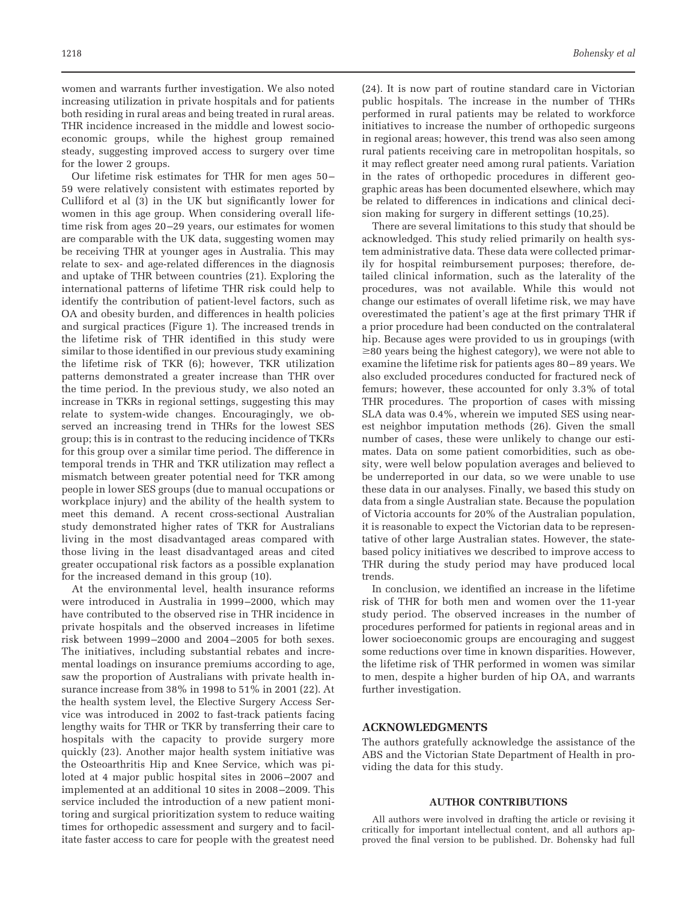women and warrants further investigation. We also noted increasing utilization in private hospitals and for patients both residing in rural areas and being treated in rural areas. THR incidence increased in the middle and lowest socioeconomic groups, while the highest group remained steady, suggesting improved access to surgery over time for the lower 2 groups.

Our lifetime risk estimates for THR for men ages 50–59 were relatively consistent with estimates reported by Culliford et al (3) in the UK but significantly lower for women in this age group. When considering overall lifetime risk from ages 20–29 years, our estimates for women are comparable with the UK data, suggesting women may be receiving THR at younger ages in Australia. This may relate to sex- and age-related differences in the diagnosis and uptake of THR between countries (21). Exploring the international patterns of lifetime THR risk could help to identify the contribution of patient-level factors, such as OA and obesity burden, and differences in health policies and surgical practices (Figure 1). The increased trends in the lifetime risk of THR identified in this study were similar to those identified in our previous study examining the lifetime risk of TKR (6); however, TKR utilization patterns demonstrated a greater increase than THR over the time period. In the previous study, we also noted an increase in TKRs in regional settings, suggesting this may relate to system-wide changes. Encouragingly, we observed an increasing trend in THRs for the lowest SES group; this is in contrast to the reducing incidence of TKRs for this group over a similar time period. The difference in temporal trends in THR and TKR utilization may reflect a mismatch between greater potential need for TKR among people in lower SES groups (due to manual occupations or workplace injury) and the ability of the health system to meet this demand. A recent cross-sectional Australian study demonstrated higher rates of TKR for Australians living in the most disadvantaged areas compared with those living in the least disadvantaged areas and cited greater occupational risk factors as a possible explanation for the increased demand in this group (10).

At the environmental level, health insurance reforms were introduced in Australia in 1999–2000, which may have contributed to the observed rise in THR incidence in private hospitals and the observed increases in lifetime risk between 1999–2000 and 2004–2005 for both sexes. The initiatives, including substantial rebates and incremental loadings on insurance premiums according to age, saw the proportion of Australians with private health insurance increase from 38% in 1998 to 51% in 2001 (22). At the health system level, the Elective Surgery Access Service was introduced in 2002 to fast-track patients facing lengthy waits for THR or TKR by transferring their care to hospitals with the capacity to provide surgery more quickly (23). Another major health system initiative was the Osteoarthritis Hip and Knee Service, which was piloted at 4 major public hospital sites in 2006–2007 and implemented at an additional 10 sites in 2008–2009. This service included the introduction of a new patient monitoring and surgical prioritization system to reduce waiting times for orthopedic assessment and surgery and to facilitate faster access to care for people with the greatest need (24). It is now part of routine standard care in Victorian public hospitals. The increase in the number of THRs performed in rural patients may be related to workforce initiatives to increase the number of orthopedic surgeons in regional areas; however, this trend was also seen among rural patients receiving care in metropolitan hospitals, so it may reflect greater need among rural patients. Variation in the rates of orthopedic procedures in different geographic areas has been documented elsewhere, which may be related to differences in indications and clinical decision making for surgery in different settings (10,25).

There are several limitations to this study that should be acknowledged. This study relied primarily on health system administrative data. These data were collected primarily for hospital reimbursement purposes; therefore, detailed clinical information, such as the laterality of the procedures, was not available. While this would not change our estimates of overall lifetime risk, we may have overestimated the patient's age at the first primary THR if a prior procedure had been conducted on the contralateral hip. Because ages were provided to us in groupings (with ≥80 years being the highest category), we were not able to examine the lifetime risk for patients ages 80–89 years. We also excluded procedures conducted for fractured neck of femurs; however, these accounted for only 3.3% of total THR procedures. The proportion of cases with missing SLA data was 0.4%, wherein we imputed SES using nearest neighbor imputation methods (26). Given the small number of cases, these were unlikely to change our estimates. Data on some patient comorbidities, such as obesity, were well below population averages and believed to be underreported in our data, so we were unable to use these data in our analyses. Finally, we based this study on data from a single Australian state. Because the population of Victoria accounts for 20% of the Australian population, it is reasonable to expect the Victorian data to be representative of other large Australian states. However, the state-based policy initiatives we described to improve access to THR during the study period may have produced local trends.

In conclusion, we identified an increase in the lifetime risk of THR for both men and women over the 11-year study period. The observed increases in the number of procedures performed for patients in regional areas and in lower socioeconomic groups are encouraging and suggest some reductions over time in known disparities. However, the lifetime risk of THR performed in women was similar to men, despite a higher burden of hip OA, and warrants further investigation.

## ACKNOWLEDGMENTS

The authors gratefully acknowledge the assistance of the ABS and the Victorian State Department of Health in providing the data for this study.

## AUTHOR CONTRIBUTIONS

All authors were involved in drafting the article or revising it critically for important intellectual content, and all authors approved the final version to be published. Dr. Bohensky had full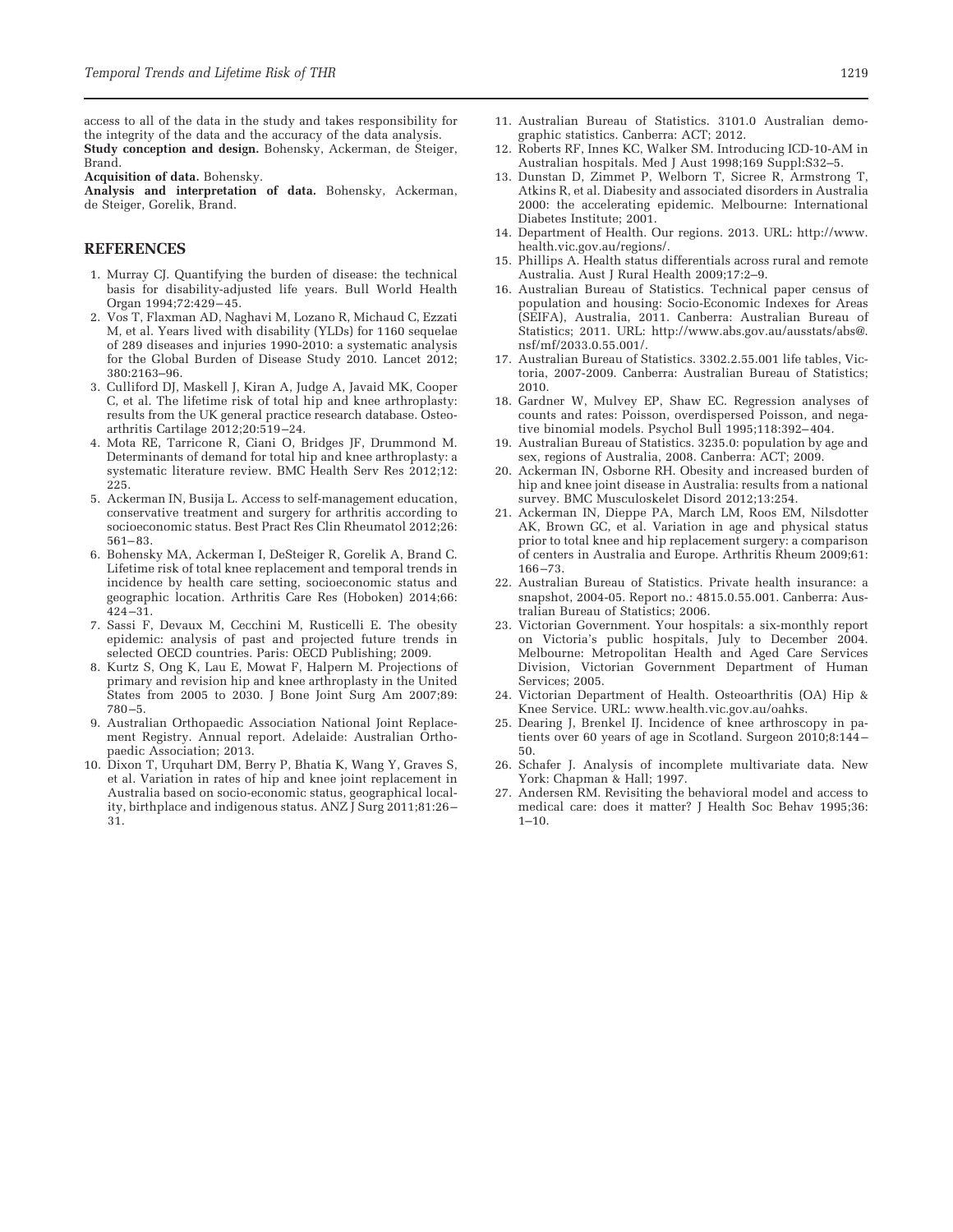access to all of the data in the study and takes responsibility for the integrity of the data and the accuracy of the data analysis.
**Study conception and design.** Bohensky, Ackerman, de Steiger, Brand.
**Acquisition of data.** Bohensky.
**Analysis and interpretation of data.** Bohensky, Ackerman, de Steiger, Gorelik, Brand.

## REFERENCES

1. Murray CJ. Quantifying the burden of disease: the technical basis for disability-adjusted life years. Bull World Health Organ 1994;72:429–45.
2. Vos T, Flaxman AD, Naghavi M, Lozano R, Michaud C, Ezzati M, et al. Years lived with disability (YLDs) for 1160 sequelae of 289 diseases and injuries 1990-2010: a systematic analysis for the Global Burden of Disease Study 2010. Lancet 2012; 380:2163–96.
3. Culliford DJ, Maskell J, Kiran A, Judge A, Javaid MK, Cooper C, et al. The lifetime risk of total hip and knee arthroplasty: results from the UK general practice research database. Osteoarthritis Cartilage 2012;20:519–24.
4. Mota RE, Tarricone R, Ciani O, Bridges JF, Drummond M. Determinants of demand for total hip and knee arthroplasty: a systematic literature review. BMC Health Serv Res 2012;12: 225.
5. Ackerman IN, Busija L. Access to self-management education, conservative treatment and surgery for arthritis according to socioeconomic status. Best Pract Res Clin Rheumatol 2012;26: 561–83.
6. Bohensky MA, Ackerman I, DeSteiger R, Gorelik A, Brand C. Lifetime risk of total knee replacement and temporal trends in incidence by health care setting, socioeconomic status and geographic location. Arthritis Care Res (Hoboken) 2014;66: 424–31.
7. Sassi F, Devaux M, Cecchini M, Rusticelli E. The obesity epidemic: analysis of past and projected future trends in selected OECD countries. Paris: OECD Publishing; 2009.
8. Kurtz S, Ong K, Lau E, Mowat F, Halpern M. Projections of primary and revision hip and knee arthroplasty in the United States from 2005 to 2030. J Bone Joint Surg Am 2007;89: 780–5.
9. Australian Orthopaedic Association National Joint Replacement Registry. Annual report. Adelaide: Australian Orthopaedic Association; 2013.
10. Dixon T, Urquhart DM, Berry P, Bhatia K, Wang Y, Graves S, et al. Variation in rates of hip and knee joint replacement in Australia based on socio-economic status, geographical locality, birthplace and indigenous status. ANZ J Surg 2011;81:26–31.
11. Australian Bureau of Statistics. 3101.0 Australian demographic statistics. Canberra: ACT; 2012.
12. Roberts RF, Innes KC, Walker SM. Introducing ICD-10-AM in Australian hospitals. Med J Aust 1998;169 Suppl:S32–5.
13. Dunstan D, Zimmet P, Welborn T, Sicree R, Armstrong T, Atkins R, et al. Diabesity and associated disorders in Australia 2000: the accelerating epidemic. Melbourne: International Diabetes Institute; 2001.
14. Department of Health. Our regions. 2013. URL: http://www.health.vic.gov.au/regions/.
15. Phillips A. Health status differentials across rural and remote Australia. Aust J Rural Health 2009;17:2–9.
16. Australian Bureau of Statistics. Technical paper census of population and housing: Socio-Economic Indexes for Areas (SEIFA), Australia, 2011. Canberra: Australian Bureau of Statistics; 2011. URL: http://www.abs.gov.au/ausstats/abs@.nsf/mf/2033.0.55.001/.
17. Australian Bureau of Statistics. 3302.2.55.001 life tables, Victoria, 2007-2009. Canberra: Australian Bureau of Statistics; 2010.
18. Gardner W, Mulvey EP, Shaw EC. Regression analyses of counts and rates: Poisson, overdispersed Poisson, and negative binomial models. Psychol Bull 1995;118:392–404.
19. Australian Bureau of Statistics. 3235.0: population by age and sex, regions of Australia, 2008. Canberra: ACT; 2009.
20. Ackerman IN, Osborne RH. Obesity and increased burden of hip and knee joint disease in Australia: results from a national survey. BMC Musculoskelet Disord 2012;13:254.
21. Ackerman IN, Dieppe PA, March LM, Roos EM, Nilsdotter AK, Brown GC, et al. Variation in age and physical status prior to total knee and hip replacement surgery: a comparison of centers in Australia and Europe. Arthritis Rheum 2009;61: 166–73.
22. Australian Bureau of Statistics. Private health insurance: a snapshot, 2004-05. Report no.: 4815.0.55.001. Canberra: Australian Bureau of Statistics; 2006.
23. Victorian Government. Your hospitals: a six-monthly report on Victoria's public hospitals, July to December 2004. Melbourne: Metropolitan Health and Aged Care Services Division, Victorian Government Department of Human Services; 2005.
24. Victorian Department of Health. Osteoarthritis (OA) Hip & Knee Service. URL: www.health.vic.gov.au/oahks.
25. Dearing J, Brenkel IJ. Incidence of knee arthroscopy in patients over 60 years of age in Scotland. Surgeon 2010;8:144–50.
26. Schafer J. Analysis of incomplete multivariate data. New York: Chapman & Hall; 1997.
27. Andersen RM. Revisiting the behavioral model and access to medical care: does it matter? J Health Soc Behav 1995;36: 1–10.